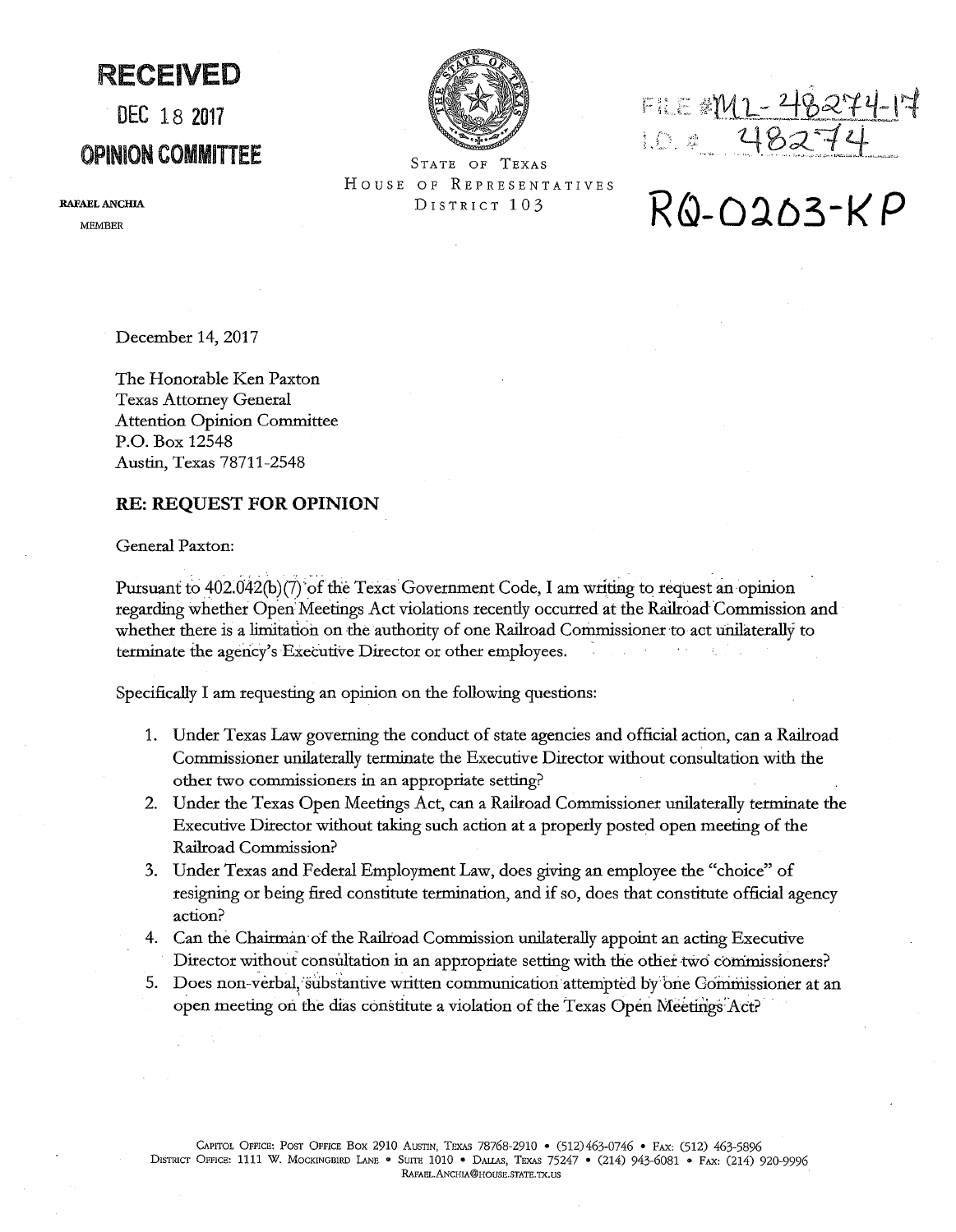**RECEIVED**

**DEC 18 2017**

**OPINION COMMITTEE**

**RAFAEL ANCHIA**
MEMBER

STATE OF TEXAS
HOUSE OF REPRESENTATIVES
DISTRICT 103

FILE #ML-48274-17
I.D. # 48274

**RQ-0203-KP**

December 14, 2017

The Honorable Ken Paxton
Texas Attorney General
Attention Opinion Committee
P.O. Box 12548
Austin, Texas 78711-2548

**RE: REQUEST FOR OPINION**

General Paxton:

Pursuant to 402.042(b)(7) of the Texas Government Code, I am writing to request an opinion regarding whether Open Meetings Act violations recently occurred at the Railroad Commission and whether there is a limitation on the authority of one Railroad Commissioner to act unilaterally to terminate the agency's Executive Director or other employees.

Specifically I am requesting an opinion on the following questions:

1. Under Texas Law governing the conduct of state agencies and official action, can a Railroad Commissioner unilaterally terminate the Executive Director without consultation with the other two commissioners in an appropriate setting?
2. Under the Texas Open Meetings Act, can a Railroad Commissioner unilaterally terminate the Executive Director without taking such action at a properly posted open meeting of the Railroad Commission?
3. Under Texas and Federal Employment Law, does giving an employee the "choice" of resigning or being fired constitute termination, and if so, does that constitute official agency action?
4. Can the Chairman of the Railroad Commission unilaterally appoint an acting Executive Director without consultation in an appropriate setting with the other two commissioners?
5. Does non-verbal, substantive written communication attempted by one Commissioner at an open meeting on the dias constitute a violation of the Texas Open Meetings Act?

CAPITOL OFFICE: POST OFFICE BOX 2910 AUSTIN, TEXAS 78768-2910 • (512) 463-0746 • FAX: (512) 463-5896
DISTRICT OFFICE: 1111 W. MOCKINGBIRD LANE • SUITE 1010 • DALLAS, TEXAS 75247 • (214) 943-6081 • FAX: (214) 920-9996
RAFAEL.ANCHIA@HOUSE.STATE.TX.US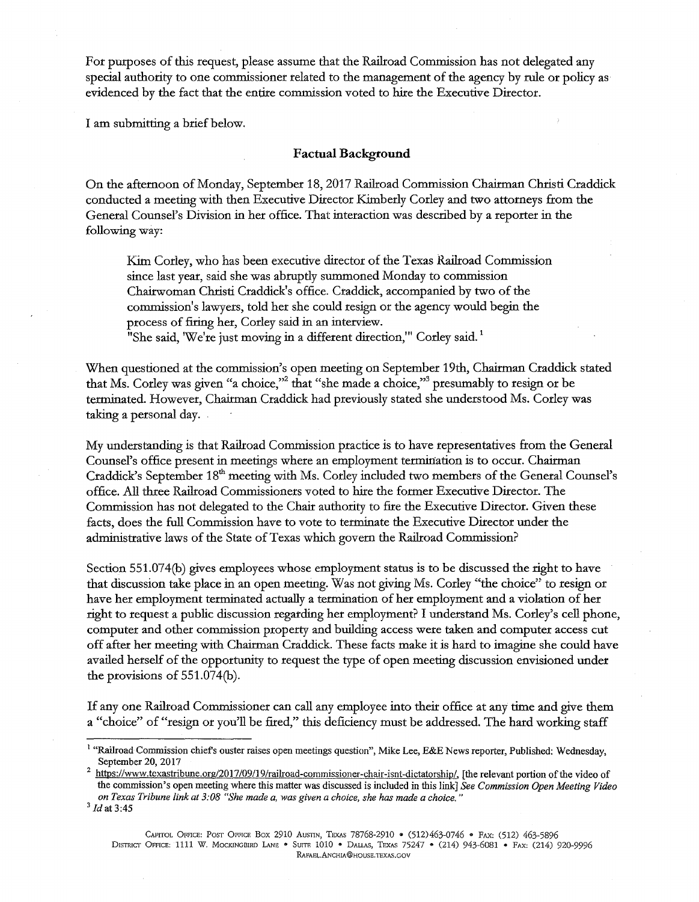For purposes of this request, please assume that the Railroad Commission has not delegated any special authority to one commissioner related to the management of the agency by rule or policy as evidenced by the fact that the entire commission voted to hire the Executive Director.

I am submitting a brief below.

## Factual Background

On the afternoon of Monday, September 18, 2017 Railroad Commission Chairman Christi Craddick conducted a meeting with then Executive Director Kimberly Corley and two attorneys from the General Counsel's Division in her office. That interaction was described by a reporter in the following way:

> Kim Corley, who has been executive director of the Texas Railroad Commission since last year, said she was abruptly summoned Monday to commission Chairwoman Christi Craddick's office. Craddick, accompanied by two of the commission's lawyers, told her she could resign or the agency would begin the process of firing her, Corley said in an interview.
> "She said, 'We're just moving in a different direction,'" Corley said.[1]

When questioned at the commission's open meeting on September 19th, Chairman Craddick stated that Ms. Corley was given "a choice,"[2] that "she made a choice,"[3] presumably to resign or be terminated. However, Chairman Craddick had previously stated she understood Ms. Corley was taking a personal day.

My understanding is that Railroad Commission practice is to have representatives from the General Counsel's office present in meetings where an employment termination is to occur. Chairman Craddick's September 18th meeting with Ms. Corley included two members of the General Counsel's office. All three Railroad Commissioners voted to hire the former Executive Director. The Commission has not delegated to the Chair authority to fire the Executive Director. Given these facts, does the full Commission have to vote to terminate the Executive Director under the administrative laws of the State of Texas which govern the Railroad Commission?

Section 551.074(b) gives employees whose employment status is to be discussed the right to have that discussion take place in an open meeting. Was not giving Ms. Corley "the choice" to resign or have her employment terminated actually a termination of her employment and a violation of her right to request a public discussion regarding her employment? I understand Ms. Corley's cell phone, computer and other commission property and building access were taken and computer access cut off after her meeting with Chairman Craddick. These facts make it is hard to imagine she could have availed herself of the opportunity to request the type of open meeting discussion envisioned under the provisions of 551.074(b).

If any one Railroad Commissioner can call any employee into their office at any time and give them a "choice" of "resign or you'll be fired," this deficiency must be addressed. The hard working staff

---

[1] "Railroad Commission chief's ouster raises open meetings question", Mike Lee, E&E News reporter, Published: Wednesday, September 20, 2017

[2] https://www.texastribune.org/2017/09/19/railroad-commissioner-chair-isnt-dictatorship/, [the relevant portion of the video of the commission's open meeting where this matter was discussed is included in this link] *See Commission Open Meeting Video on Texas Tribune link at 3:08 "She made a, was given a choice, she has made a choice."*

[3] *Id* at 3:45

CAPITOL OFFICE: POST OFFICE BOX 2910 AUSTIN, TEXAS 78768-2910 • (512)463-0746 • FAX: (512) 463-5896
DISTRICT OFFICE: 1111 W. MOCKINGBIRD LANE • SUITE 1010 • DALLAS, TEXAS 75247 • (214) 943-6081 • FAX: (214) 920-9996
RAFAEL.ANCHIA@HOUSE.TEXAS.GOV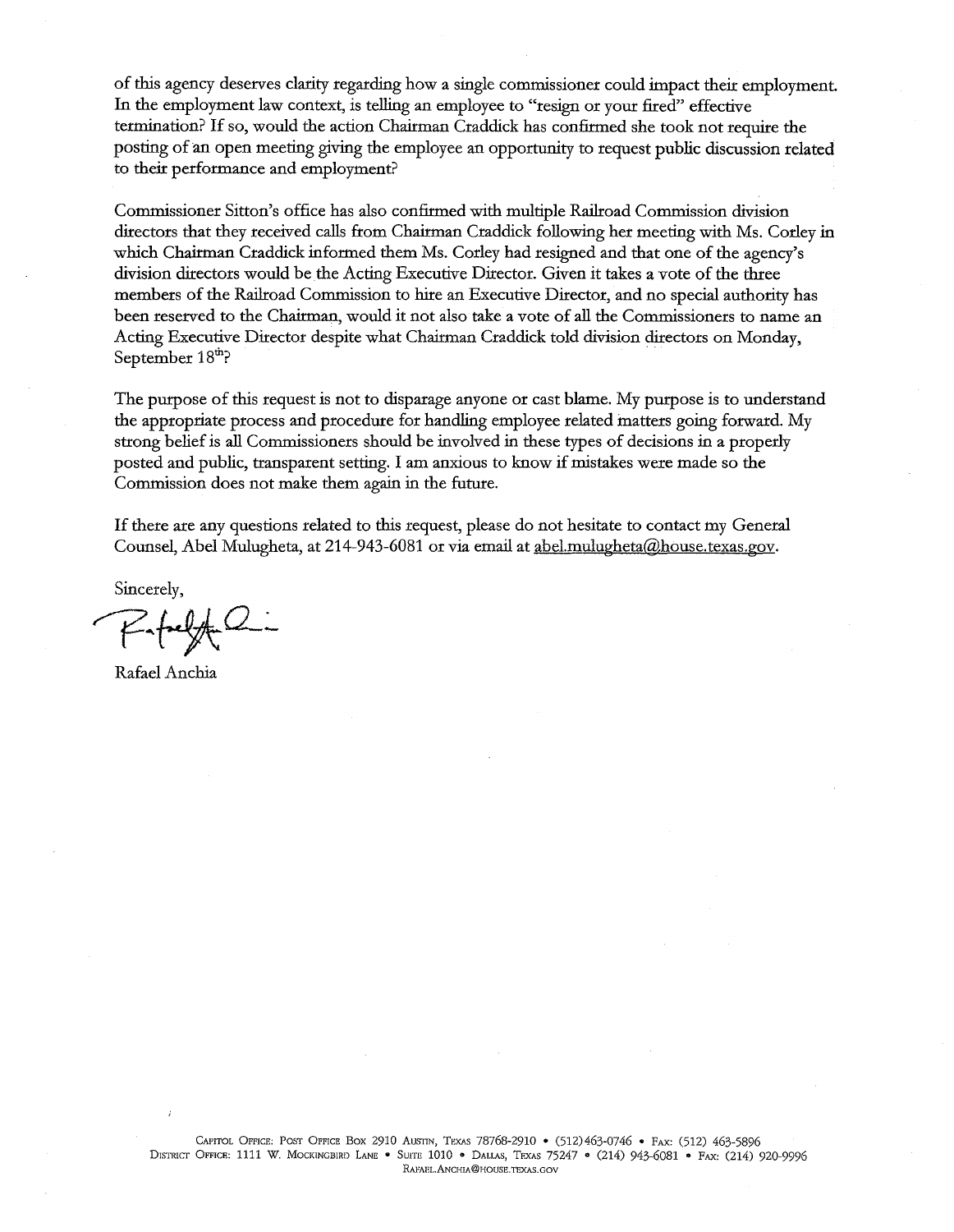of this agency deserves clarity regarding how a single commissioner could impact their employment. In the employment law context, is telling an employee to "resign or your fired" effective termination? If so, would the action Chairman Craddick has confirmed she took not require the posting of an open meeting giving the employee an opportunity to request public discussion related to their performance and employment?

Commissioner Sitton's office has also confirmed with multiple Railroad Commission division directors that they received calls from Chairman Craddick following her meeting with Ms. Corley in which Chairman Craddick informed them Ms. Corley had resigned and that one of the agency's division directors would be the Acting Executive Director. Given it takes a vote of the three members of the Railroad Commission to hire an Executive Director, and no special authority has been reserved to the Chairman, would it not also take a vote of all the Commissioners to name an Acting Executive Director despite what Chairman Craddick told division directors on Monday, September 18th?

The purpose of this request is not to disparage anyone or cast blame. My purpose is to understand the appropriate process and procedure for handling employee related matters going forward. My strong belief is all Commissioners should be involved in these types of decisions in a properly posted and public, transparent setting. I am anxious to know if mistakes were made so the Commission does not make them again in the future.

If there are any questions related to this request, please do not hesitate to contact my General Counsel, Abel Mulugheta, at 214-943-6081 or via email at abel.mulugheta@house.texas.gov.

Sincerely,

Rafael Anchia

CAPITOL OFFICE: POST OFFICE BOX 2910 AUSTIN, TEXAS 78768-2910 • (512) 463-0746 • FAX: (512) 463-5896
DISTRICT OFFICE: 1111 W. MOCKINGBIRD LANE • SUITE 1010 • DALLAS, TEXAS 75247 • (214) 943-6081 • FAX: (214) 920-9996
RAFAEL.ANCHIA@HOUSE.TEXAS.GOV